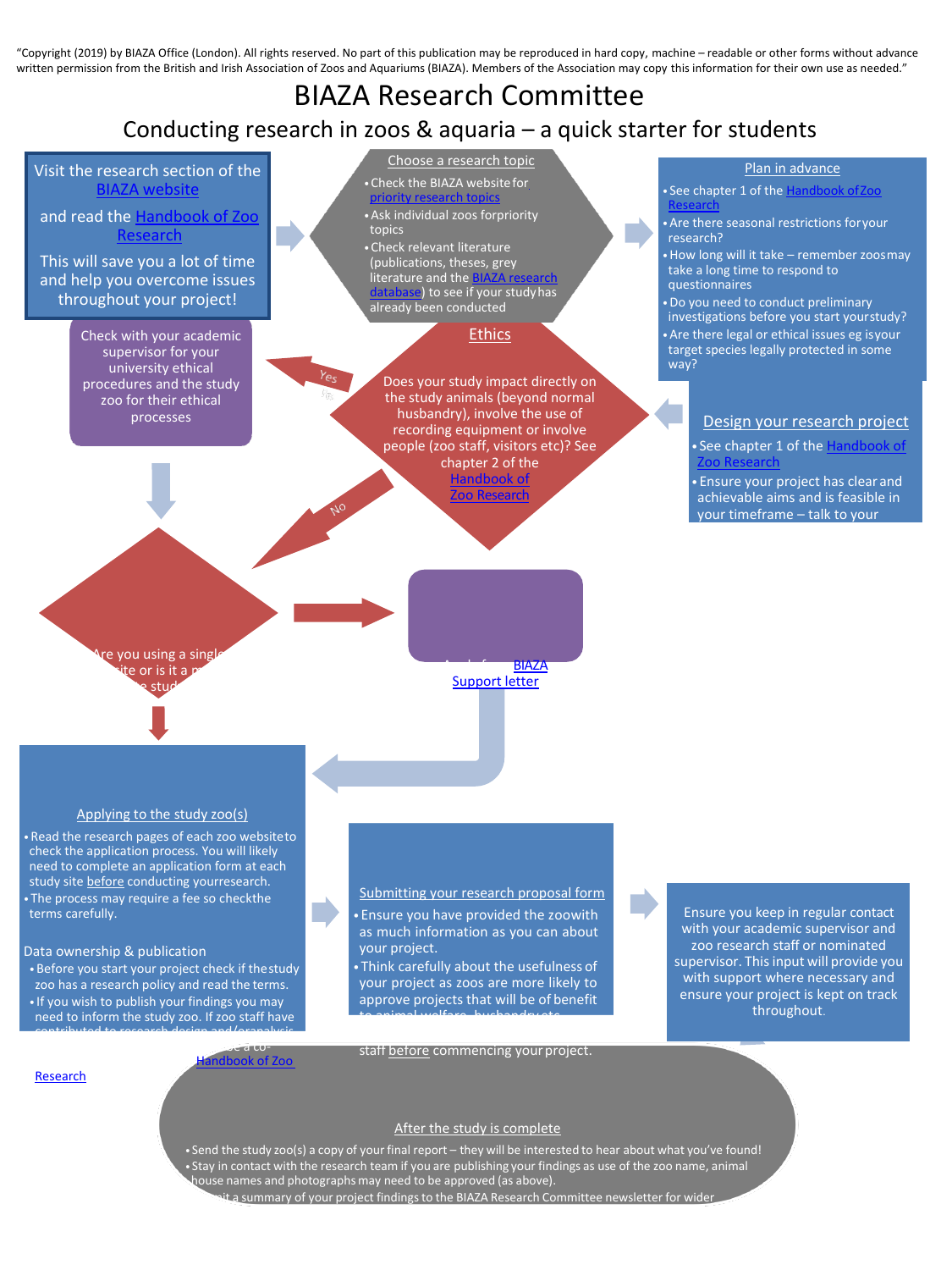"Copyright (2019) by BIAZA Office (London). All rights reserved. No part of this publication may be reproduced in hard copy, machine – readable or other forms without advance written permission from the British and Irish Association of Zoos and Aquariums (BIAZA). Members of the Association may copy this information for their own use as needed."

# BIAZA Research Committee

## Conducting research in zoos & aquaria – a quick starter for students

Visit the research section of the BIAZA website

and read the Handbook of Zoo Research

This will save you a lot of time and help you overcome issues throughout your project!

### Choose a research topic

- Check the BIAZA website for priority research topics
- Ask individual zoos for priority topics
- Check relevant literature (publications, theses, grey literature and the BIAZA research database) to see if your study has already been conducted

### Plan in advance

- See chapter 1 of the Handbook of Zoo Research
- Are there seasonal restrictions for your research?
- How long will it take – remember zoos may take a long time to respond to questionnaires
- Do you need to conduct preliminary investigations before you start your study?
- Are there legal or ethical issues eg is your target species legally protected in some way?

### Design your research project

- See chapter 1 of the Handbook of Zoo Research
- Ensure your project has clear and achievable aims and is feasible in your timeframe – talk to your

### Ethics

Does your study impact directly on the study animals (beyond normal husbandry), involve the use of recording equipment or involve people (zoo staff, visitors etc)? See chapter 2 of the Handbook of Zoo Research

Yes

Check with your academic supervisor for your university ethical procedures and the study zoo for their ethical processes

No

Are you using a single site or is it a m... stud...

... BIAZA Support letter

### Applying to the study zoo(s)

- Read the research pages of each zoo website to check the application process. You will likely need to complete an application form at each study site before conducting your research.
- The process may require a fee so check the terms carefully.

Data ownership & publication

- Before you start your project check if the study zoo has a research policy and read the terms.
- If you wish to publish your findings you may need to inform the study zoo. If zoo staff have contributed to research design and/or analysis ... co-... Handbook of Zoo Research

### Submitting your research proposal form

- Ensure you have provided the zoo with as much information as you can about your project.
- Think carefully about the usefulness of your project as zoos are more likely to approve projects that will be of benefit to animal welfare, husbandry etc. ...

staff before commencing your project.

Ensure you keep in regular contact with your academic supervisor and zoo research staff or nominated supervisor. This input will provide you with support where necessary and ensure your project is kept on track throughout.

### After the study is complete

- Send the study zoo(s) a copy of your final report – they will be interested to hear about what you've found!
- Stay in contact with the research team if you are publishing your findings as use of the zoo name, animal house names and photographs may need to be approved (as above).
- ...mit a summary of your project findings to the BIAZA Research Committee newsletter for wider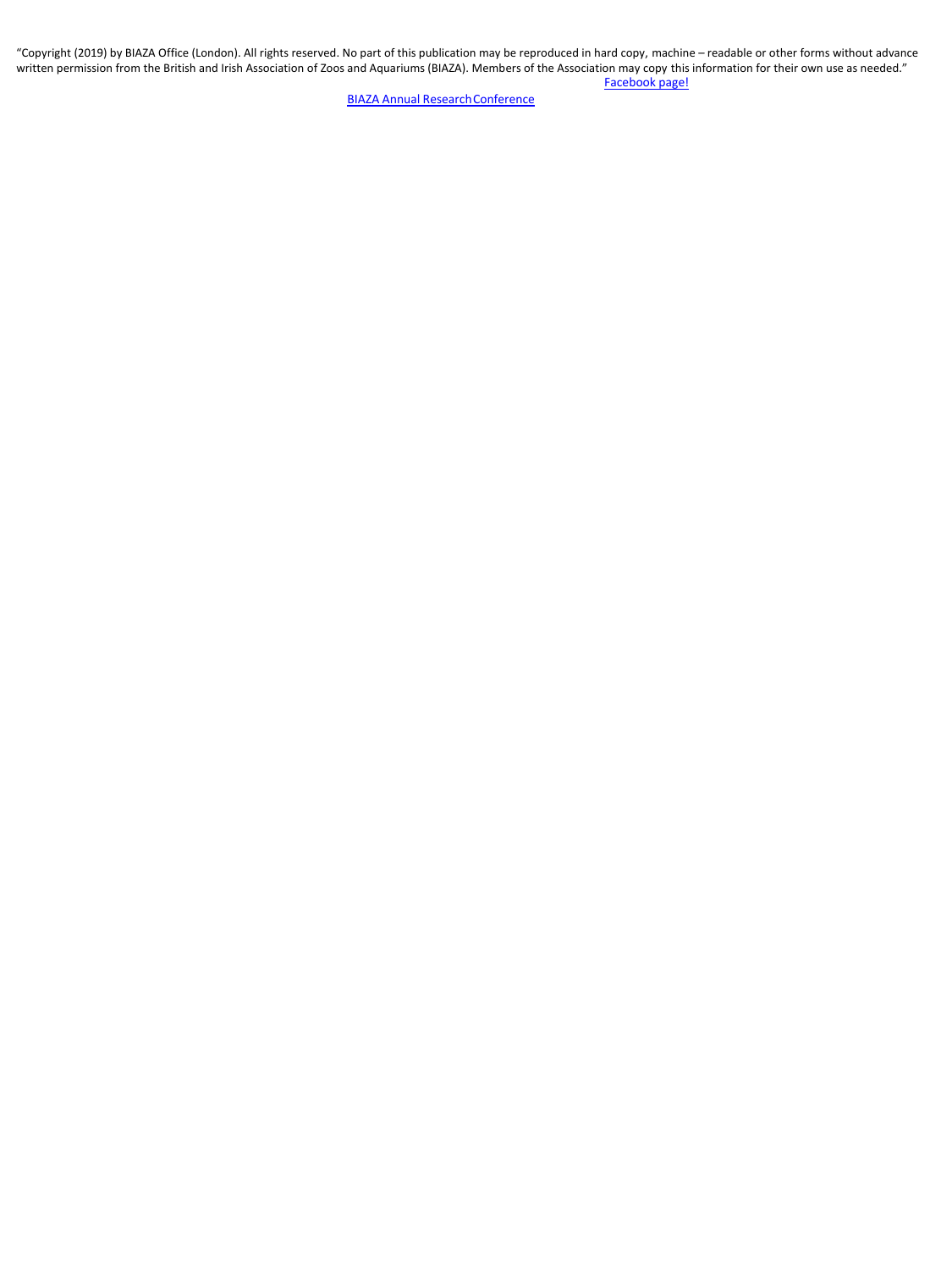"Copyright (2019) by BIAZA Office (London). All rights reserved. No part of this publication may be reproduced in hard copy, machine – readable or other forms without advance written permission from the British and Irish Association of Zoos and Aquariums (BIAZA). Members of the Association may copy this information for their own use as needed."

Facebook page!

BIAZA Annual Research Conference